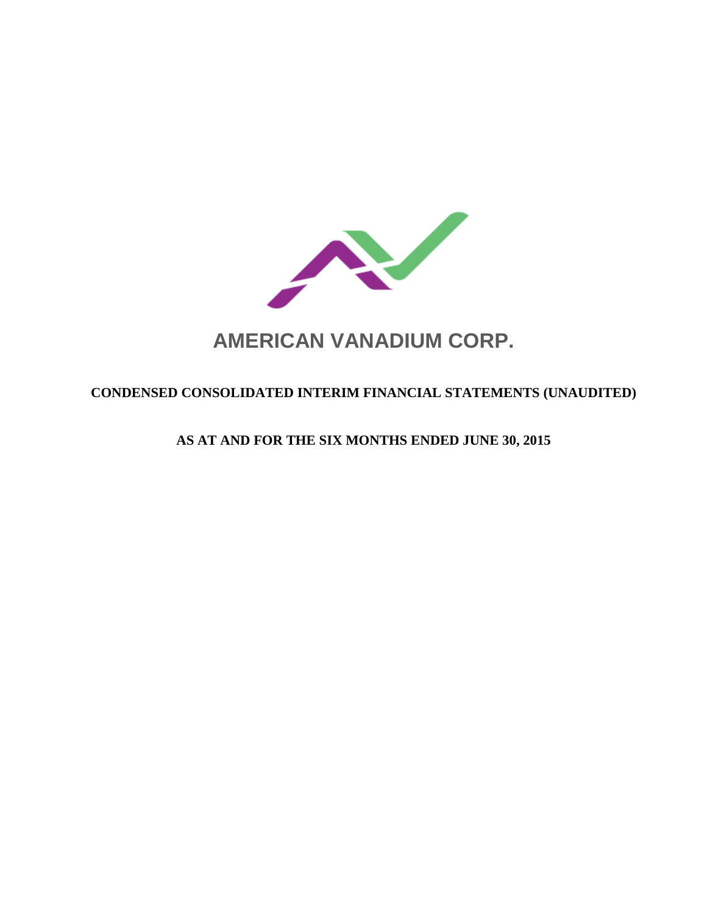# AMERICAN VANADIUM CORP.

**CONDENSED CONSOLIDATED INTERIM FINANCIAL STATEMENTS (UNAUDITED)**

**AS AT AND FOR THE SIX MONTHS ENDED JUNE 30, 2015**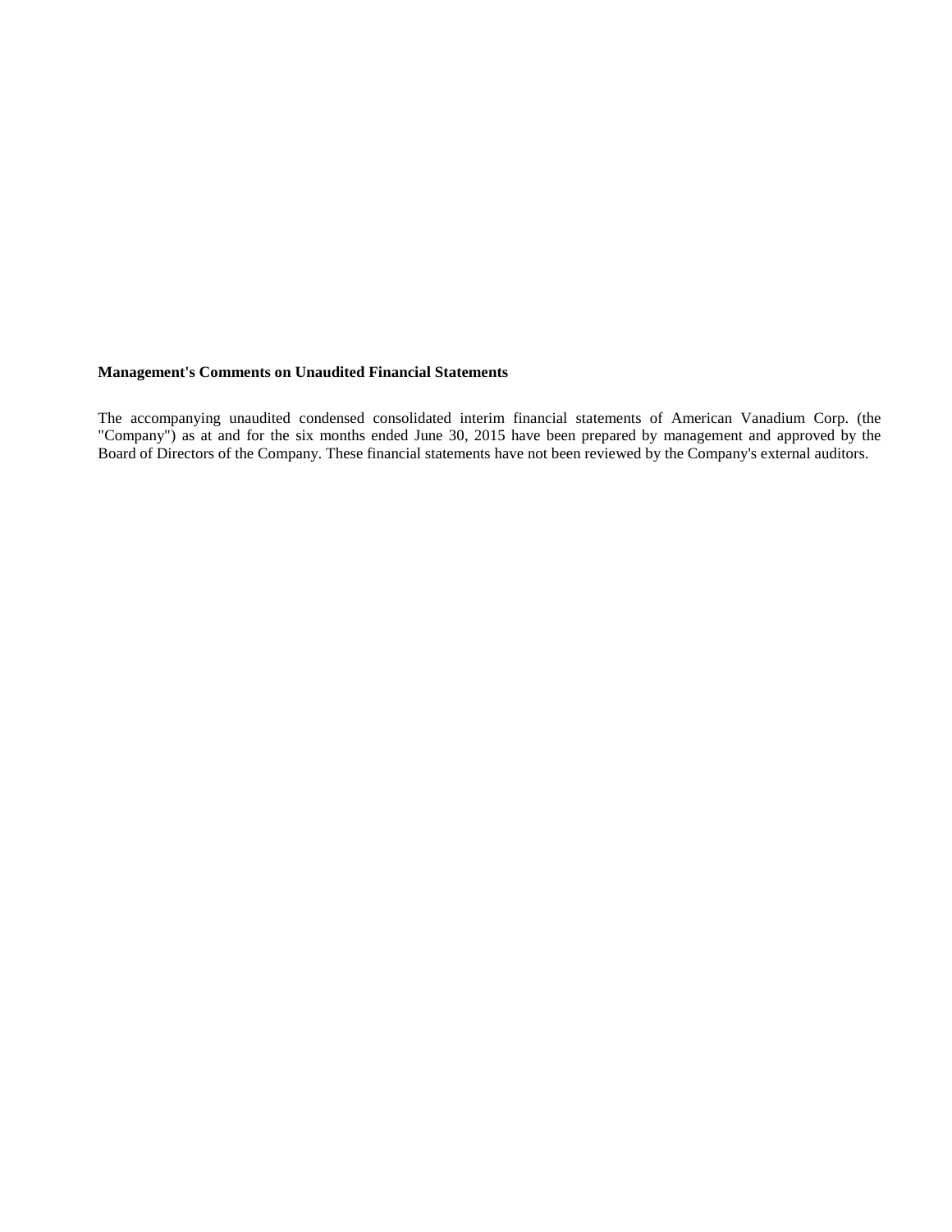**Management's Comments on Unaudited Financial Statements**

The accompanying unaudited condensed consolidated interim financial statements of American Vanadium Corp. (the "Company") as at and for the six months ended June 30, 2015 have been prepared by management and approved by the Board of Directors of the Company. These financial statements have not been reviewed by the Company's external auditors.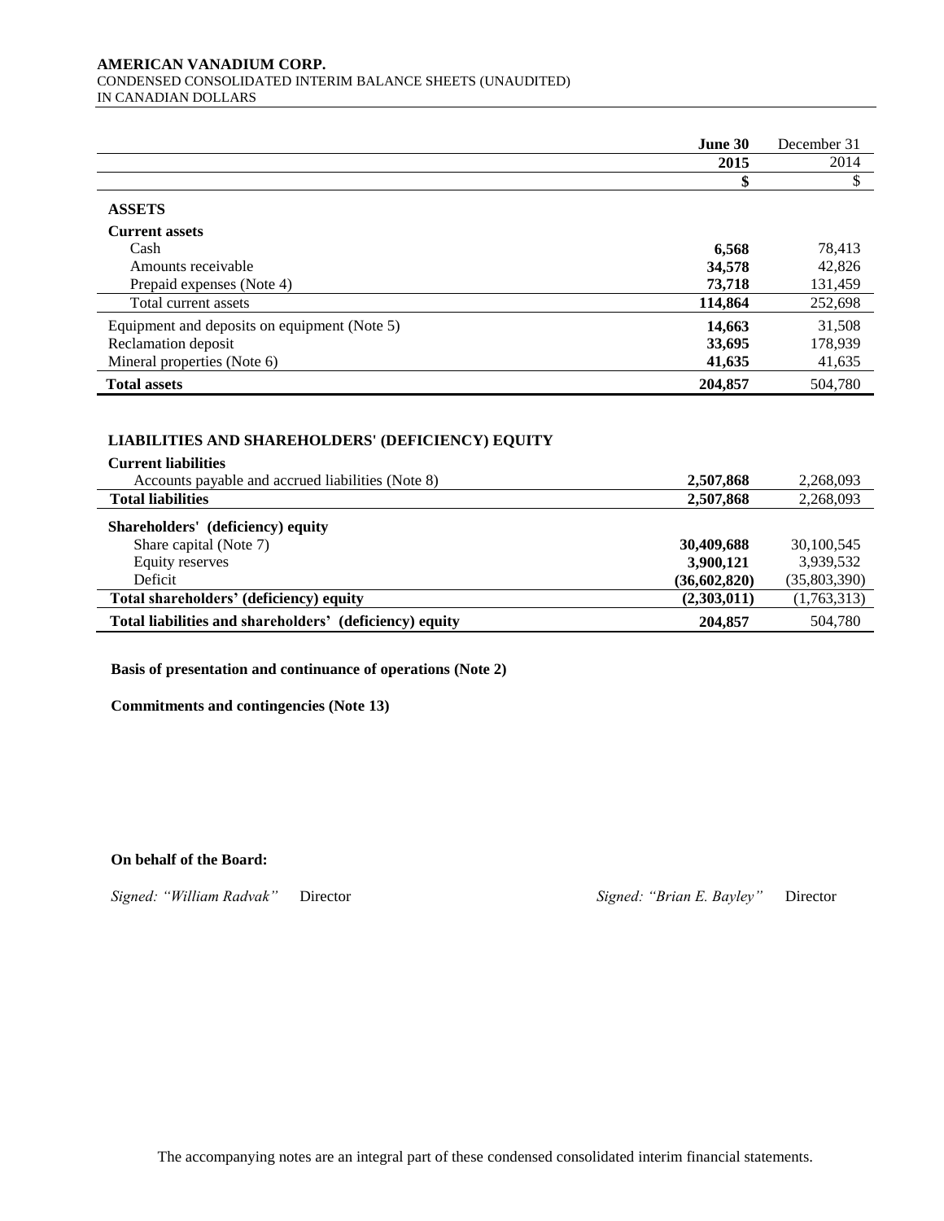**AMERICAN VANADIUM CORP.**
CONDENSED CONSOLIDATED INTERIM BALANCE SHEETS (UNAUDITED)
IN CANADIAN DOLLARS

| | **June 30 2015** | December 31 2014 |
|---|---|---|
| | **$** | $ |
| **ASSETS** | | |
| **Current assets** | | |
| Cash | **6,568** | 78,413 |
| Amounts receivable | **34,578** | 42,826 |
| Prepaid expenses (Note 4) | **73,718** | 131,459 |
| Total current assets | **114,864** | 252,698 |
| Equipment and deposits on equipment (Note 5) | **14,663** | 31,508 |
| Reclamation deposit | **33,695** | 178,939 |
| Mineral properties (Note 6) | **41,635** | 41,635 |
| **Total assets** | **204,857** | 504,780 |
| | | |
| **LIABILITIES AND SHAREHOLDERS' (DEFICIENCY) EQUITY** | | |
| **Current liabilities** | | |
| Accounts payable and accrued liabilities (Note 8) | **2,507,868** | 2,268,093 |
| **Total liabilities** | **2,507,868** | 2,268,093 |
| **Shareholders' (deficiency) equity** | | |
| Share capital (Note 7) | **30,409,688** | 30,100,545 |
| Equity reserves | **3,900,121** | 3,939,532 |
| Deficit | **(36,602,820)** | (35,803,390) |
| **Total shareholders' (deficiency) equity** | **(2,303,011)** | (1,763,313) |
| **Total liabilities and shareholders' (deficiency) equity** | **204,857** | 504,780 |

**Basis of presentation and continuance of operations (Note 2)**

**Commitments and contingencies (Note 13)**

**On behalf of the Board:**

*Signed: "William Radvak"* Director *Signed: "Brian E. Bayley"* Director

The accompanying notes are an integral part of these condensed consolidated interim financial statements.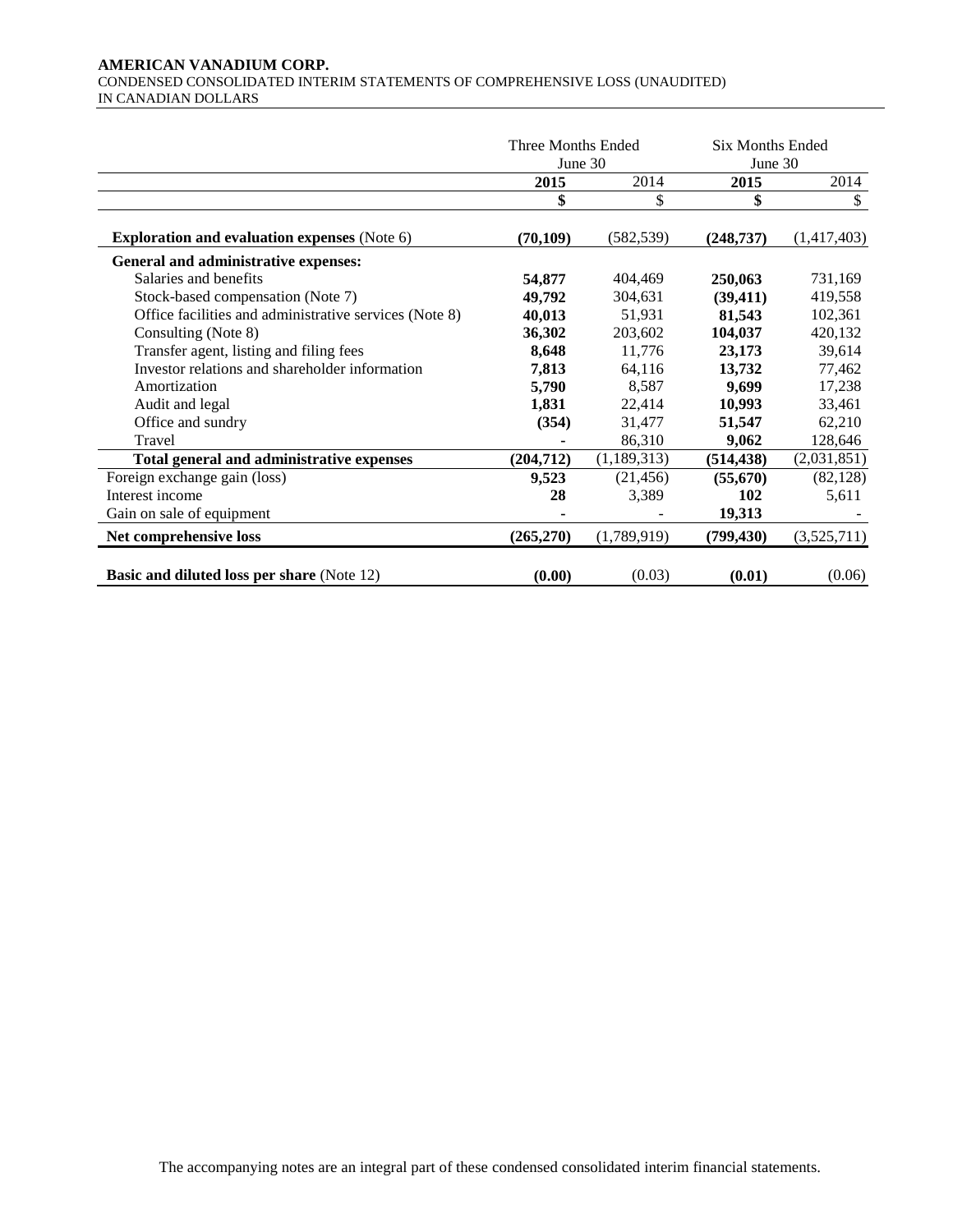**AMERICAN VANADIUM CORP.**
CONDENSED CONSOLIDATED INTERIM STATEMENTS OF COMPREHENSIVE LOSS (UNAUDITED)
IN CANADIAN DOLLARS

| | Three Months Ended June 30 | | Six Months Ended June 30 | |
|---|---|---|---|---|
| | **2015** | 2014 | **2015** | 2014 |
| | **$** | $ | **$** | $ |
| **Exploration and evaluation expenses** (Note 6) | **(70,109)** | (582,539) | **(248,737)** | (1,417,403) |
| **General and administrative expenses:** | | | | |
| Salaries and benefits | **54,877** | 404,469 | **250,063** | 731,169 |
| Stock-based compensation (Note 7) | **49,792** | 304,631 | **(39,411)** | 419,558 |
| Office facilities and administrative services (Note 8) | **40,013** | 51,931 | **81,543** | 102,361 |
| Consulting (Note 8) | **36,302** | 203,602 | **104,037** | 420,132 |
| Transfer agent, listing and filing fees | **8,648** | 11,776 | **23,173** | 39,614 |
| Investor relations and shareholder information | **7,813** | 64,116 | **13,732** | 77,462 |
| Amortization | **5,790** | 8,587 | **9,699** | 17,238 |
| Audit and legal | **1,831** | 22,414 | **10,993** | 33,461 |
| Office and sundry | **(354)** | 31,477 | **51,547** | 62,210 |
| Travel | **-** | 86,310 | **9,062** | 128,646 |
| **Total general and administrative expenses** | **(204,712)** | (1,189,313) | **(514,438)** | (2,031,851) |
| Foreign exchange gain (loss) | **9,523** | (21,456) | **(55,670)** | (82,128) |
| Interest income | **28** | 3,389 | **102** | 5,611 |
| Gain on sale of equipment | **-** | - | **19,313** | - |
| **Net comprehensive loss** | **(265,270)** | (1,789,919) | **(799,430)** | (3,525,711) |
| **Basic and diluted loss per share** (Note 12) | **(0.00)** | (0.03) | **(0.01)** | (0.06) |

The accompanying notes are an integral part of these condensed consolidated interim financial statements.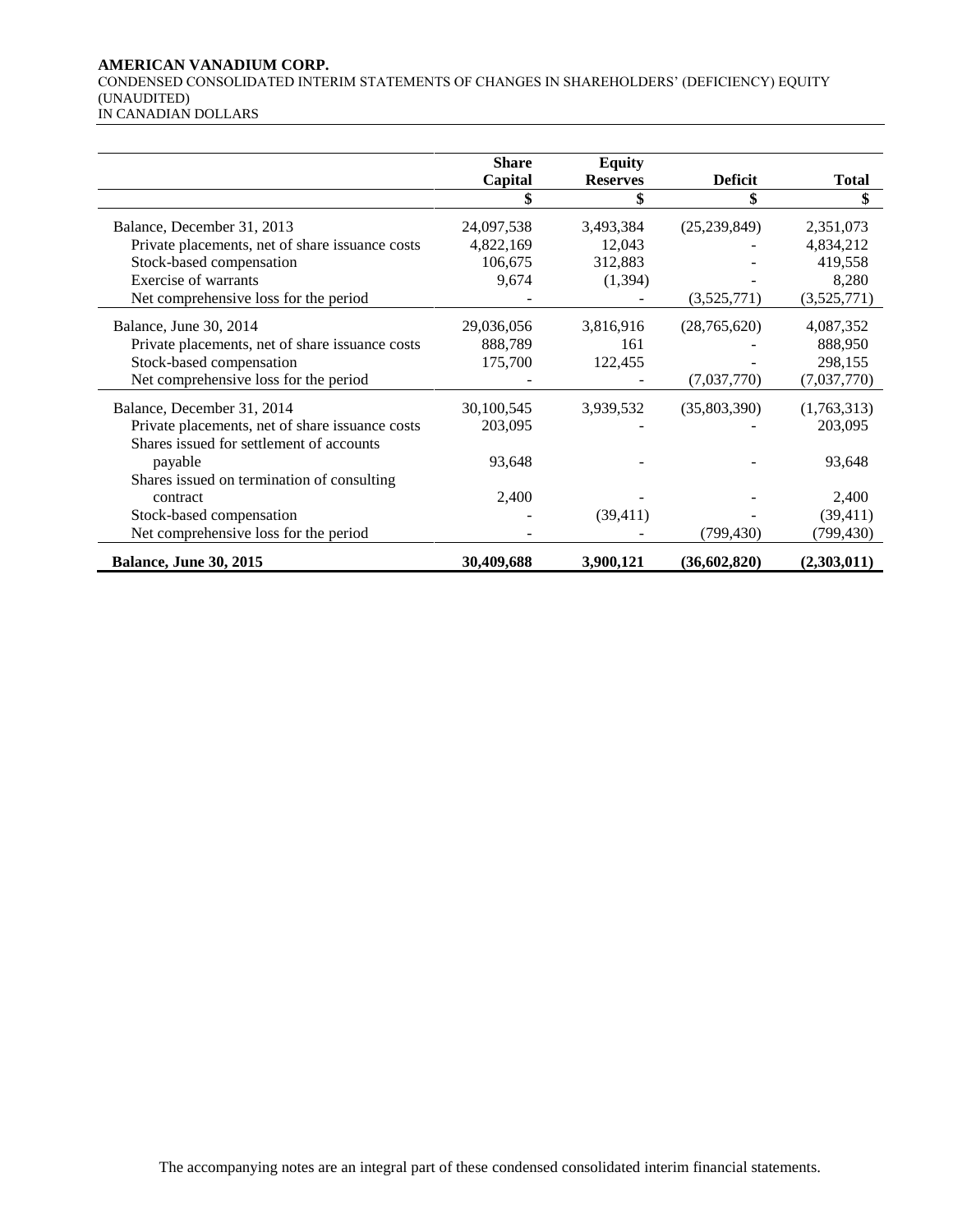**AMERICAN VANADIUM CORP.**
CONDENSED CONSOLIDATED INTERIM STATEMENTS OF CHANGES IN SHAREHOLDERS' (DEFICIENCY) EQUITY
(UNAUDITED)
IN CANADIAN DOLLARS

| | **Share Capital** | **Equity Reserves** | **Deficit** | **Total** |
|---|---|---|---|---|
| | **$** | **$** | **$** | **$** |
| Balance, December 31, 2013 | 24,097,538 | 3,493,384 | (25,239,849) | 2,351,073 |
| Private placements, net of share issuance costs | 4,822,169 | 12,043 | - | 4,834,212 |
| Stock-based compensation | 106,675 | 312,883 | - | 419,558 |
| Exercise of warrants | 9,674 | (1,394) | - | 8,280 |
| Net comprehensive loss for the period | - | - | (3,525,771) | (3,525,771) |
| Balance, June 30, 2014 | 29,036,056 | 3,816,916 | (28,765,620) | 4,087,352 |
| Private placements, net of share issuance costs | 888,789 | 161 | - | 888,950 |
| Stock-based compensation | 175,700 | 122,455 | - | 298,155 |
| Net comprehensive loss for the period | - | - | (7,037,770) | (7,037,770) |
| Balance, December 31, 2014 | 30,100,545 | 3,939,532 | (35,803,390) | (1,763,313) |
| Private placements, net of share issuance costs | 203,095 | - | - | 203,095 |
| Shares issued for settlement of accounts payable | 93,648 | - | - | 93,648 |
| Shares issued on termination of consulting contract | 2,400 | - | - | 2,400 |
| Stock-based compensation | - | (39,411) | - | (39,411) |
| Net comprehensive loss for the period | - | - | (799,430) | (799,430) |
| **Balance, June 30, 2015** | **30,409,688** | **3,900,121** | **(36,602,820)** | **(2,303,011)** |

The accompanying notes are an integral part of these condensed consolidated interim financial statements.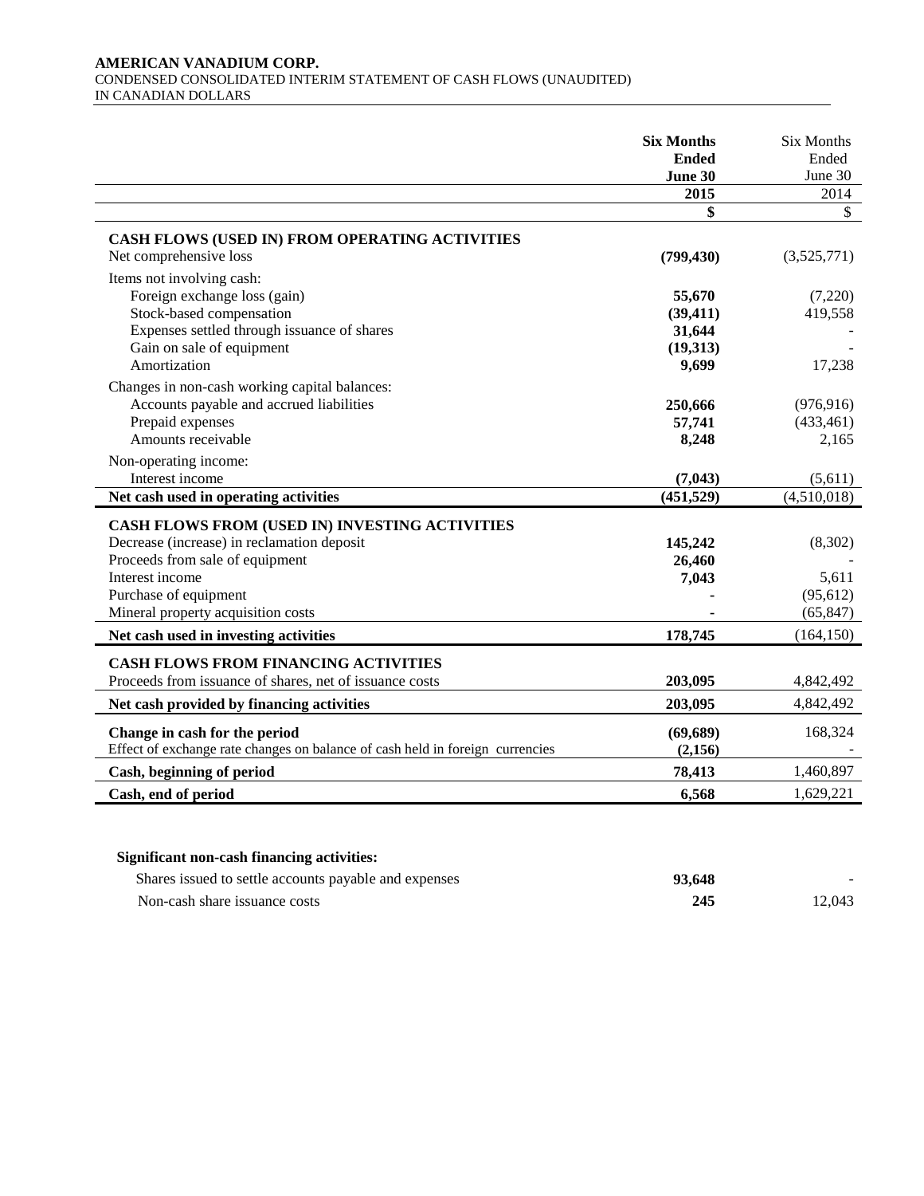**AMERICAN VANADIUM CORP.**
CONDENSED CONSOLIDATED INTERIM STATEMENT OF CASH FLOWS (UNAUDITED)
IN CANADIAN DOLLARS

| | **Six Months Ended June 30 2015** | Six Months Ended June 30 2014 |
|---|---|---|
| | **$** | $ |
| **CASH FLOWS (USED IN) FROM OPERATING ACTIVITIES** | | |
| Net comprehensive loss | **(799,430)** | (3,525,771) |
| Items not involving cash: | | |
| Foreign exchange loss (gain) | **55,670** | (7,220) |
| Stock-based compensation | **(39,411)** | 419,558 |
| Expenses settled through issuance of shares | **31,644** | - |
| Gain on sale of equipment | **(19,313)** | - |
| Amortization | **9,699** | 17,238 |
| Changes in non-cash working capital balances: | | |
| Accounts payable and accrued liabilities | **250,666** | (976,916) |
| Prepaid expenses | **57,741** | (433,461) |
| Amounts receivable | **8,248** | 2,165 |
| Non-operating income: | | |
| Interest income | **(7,043)** | (5,611) |
| **Net cash used in operating activities** | **(451,529)** | (4,510,018) |
| **CASH FLOWS FROM (USED IN) INVESTING ACTIVITIES** | | |
| Decrease (increase) in reclamation deposit | **145,242** | (8,302) |
| Proceeds from sale of equipment | **26,460** | - |
| Interest income | **7,043** | 5,611 |
| Purchase of equipment | **-** | (95,612) |
| Mineral property acquisition costs | **-** | (65,847) |
| **Net cash used in investing activities** | **178,745** | (164,150) |
| **CASH FLOWS FROM FINANCING ACTIVITIES** | | |
| Proceeds from issuance of shares, net of issuance costs | **203,095** | 4,842,492 |
| **Net cash provided by financing activities** | **203,095** | 4,842,492 |
| **Change in cash for the period** | **(69,689)** | 168,324 |
| Effect of exchange rate changes on balance of cash held in foreign currencies | **(2,156)** | - |
| **Cash, beginning of period** | **78,413** | 1,460,897 |
| **Cash, end of period** | **6,568** | 1,629,221 |

| **Significant non-cash financing activities:** | | |
|---|---|---|
| Shares issued to settle accounts payable and expenses | **93,648** | - |
| Non-cash share issuance costs | **245** | 12,043 |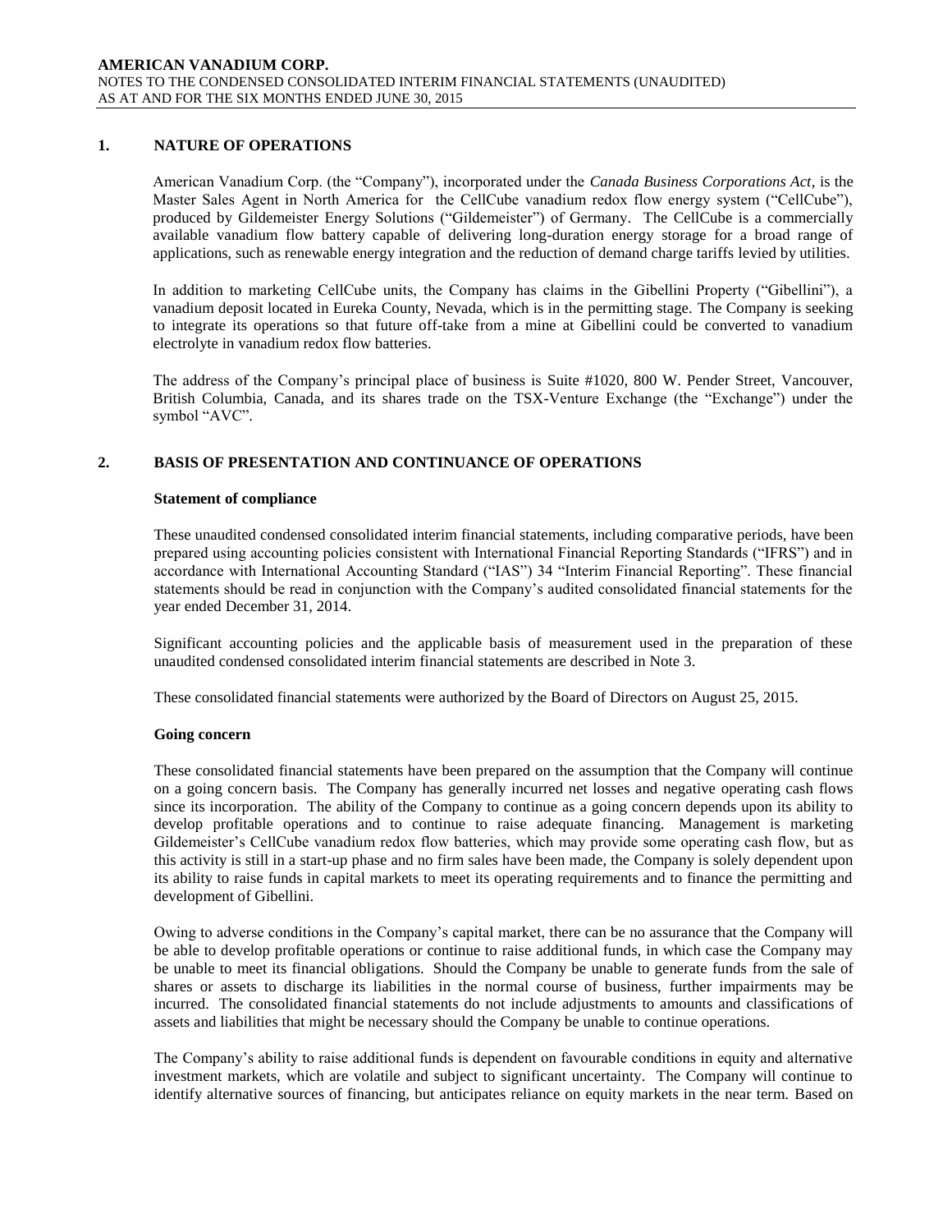## 1. NATURE OF OPERATIONS

American Vanadium Corp. (the "Company"), incorporated under the *Canada Business Corporations Act*, is the Master Sales Agent in North America for the CellCube vanadium redox flow energy system ("CellCube"), produced by Gildemeister Energy Solutions ("Gildemeister") of Germany. The CellCube is a commercially available vanadium flow battery capable of delivering long-duration energy storage for a broad range of applications, such as renewable energy integration and the reduction of demand charge tariffs levied by utilities.

In addition to marketing CellCube units, the Company has claims in the Gibellini Property ("Gibellini"), a vanadium deposit located in Eureka County, Nevada, which is in the permitting stage. The Company is seeking to integrate its operations so that future off-take from a mine at Gibellini could be converted to vanadium electrolyte in vanadium redox flow batteries.

The address of the Company's principal place of business is Suite #1020, 800 W. Pender Street, Vancouver, British Columbia, Canada, and its shares trade on the TSX-Venture Exchange (the "Exchange") under the symbol "AVC".

## 2. BASIS OF PRESENTATION AND CONTINUANCE OF OPERATIONS

### Statement of compliance

These unaudited condensed consolidated interim financial statements, including comparative periods, have been prepared using accounting policies consistent with International Financial Reporting Standards ("IFRS") and in accordance with International Accounting Standard ("IAS") 34 "Interim Financial Reporting". These financial statements should be read in conjunction with the Company's audited consolidated financial statements for the year ended December 31, 2014.

Significant accounting policies and the applicable basis of measurement used in the preparation of these unaudited condensed consolidated interim financial statements are described in Note 3.

These consolidated financial statements were authorized by the Board of Directors on August 25, 2015.

### Going concern

These consolidated financial statements have been prepared on the assumption that the Company will continue on a going concern basis. The Company has generally incurred net losses and negative operating cash flows since its incorporation. The ability of the Company to continue as a going concern depends upon its ability to develop profitable operations and to continue to raise adequate financing. Management is marketing Gildemeister's CellCube vanadium redox flow batteries, which may provide some operating cash flow, but as this activity is still in a start-up phase and no firm sales have been made, the Company is solely dependent upon its ability to raise funds in capital markets to meet its operating requirements and to finance the permitting and development of Gibellini.

Owing to adverse conditions in the Company's capital market, there can be no assurance that the Company will be able to develop profitable operations or continue to raise additional funds, in which case the Company may be unable to meet its financial obligations. Should the Company be unable to generate funds from the sale of shares or assets to discharge its liabilities in the normal course of business, further impairments may be incurred. The consolidated financial statements do not include adjustments to amounts and classifications of assets and liabilities that might be necessary should the Company be unable to continue operations.

The Company's ability to raise additional funds is dependent on favourable conditions in equity and alternative investment markets, which are volatile and subject to significant uncertainty. The Company will continue to identify alternative sources of financing, but anticipates reliance on equity markets in the near term. Based on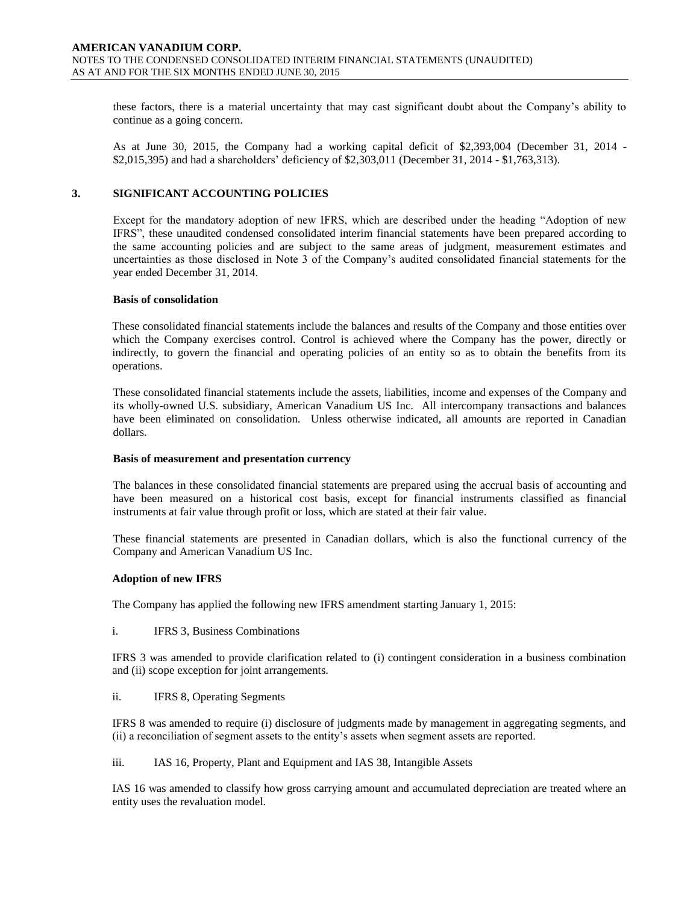these factors, there is a material uncertainty that may cast significant doubt about the Company's ability to continue as a going concern.

As at June 30, 2015, the Company had a working capital deficit of $2,393,004 (December 31, 2014 - $2,015,395) and had a shareholders' deficiency of $2,303,011 (December 31, 2014 - $1,763,313).

## 3. SIGNIFICANT ACCOUNTING POLICIES

Except for the mandatory adoption of new IFRS, which are described under the heading "Adoption of new IFRS", these unaudited condensed consolidated interim financial statements have been prepared according to the same accounting policies and are subject to the same areas of judgment, measurement estimates and uncertainties as those disclosed in Note 3 of the Company's audited consolidated financial statements for the year ended December 31, 2014.

**Basis of consolidation**

These consolidated financial statements include the balances and results of the Company and those entities over which the Company exercises control. Control is achieved where the Company has the power, directly or indirectly, to govern the financial and operating policies of an entity so as to obtain the benefits from its operations.

These consolidated financial statements include the assets, liabilities, income and expenses of the Company and its wholly-owned U.S. subsidiary, American Vanadium US Inc. All intercompany transactions and balances have been eliminated on consolidation. Unless otherwise indicated, all amounts are reported in Canadian dollars.

**Basis of measurement and presentation currency**

The balances in these consolidated financial statements are prepared using the accrual basis of accounting and have been measured on a historical cost basis, except for financial instruments classified as financial instruments at fair value through profit or loss, which are stated at their fair value.

These financial statements are presented in Canadian dollars, which is also the functional currency of the Company and American Vanadium US Inc.

**Adoption of new IFRS**

The Company has applied the following new IFRS amendment starting January 1, 2015:

i. IFRS 3, Business Combinations

IFRS 3 was amended to provide clarification related to (i) contingent consideration in a business combination and (ii) scope exception for joint arrangements.

ii. IFRS 8, Operating Segments

IFRS 8 was amended to require (i) disclosure of judgments made by management in aggregating segments, and (ii) a reconciliation of segment assets to the entity's assets when segment assets are reported.

iii. IAS 16, Property, Plant and Equipment and IAS 38, Intangible Assets

IAS 16 was amended to classify how gross carrying amount and accumulated depreciation are treated where an entity uses the revaluation model.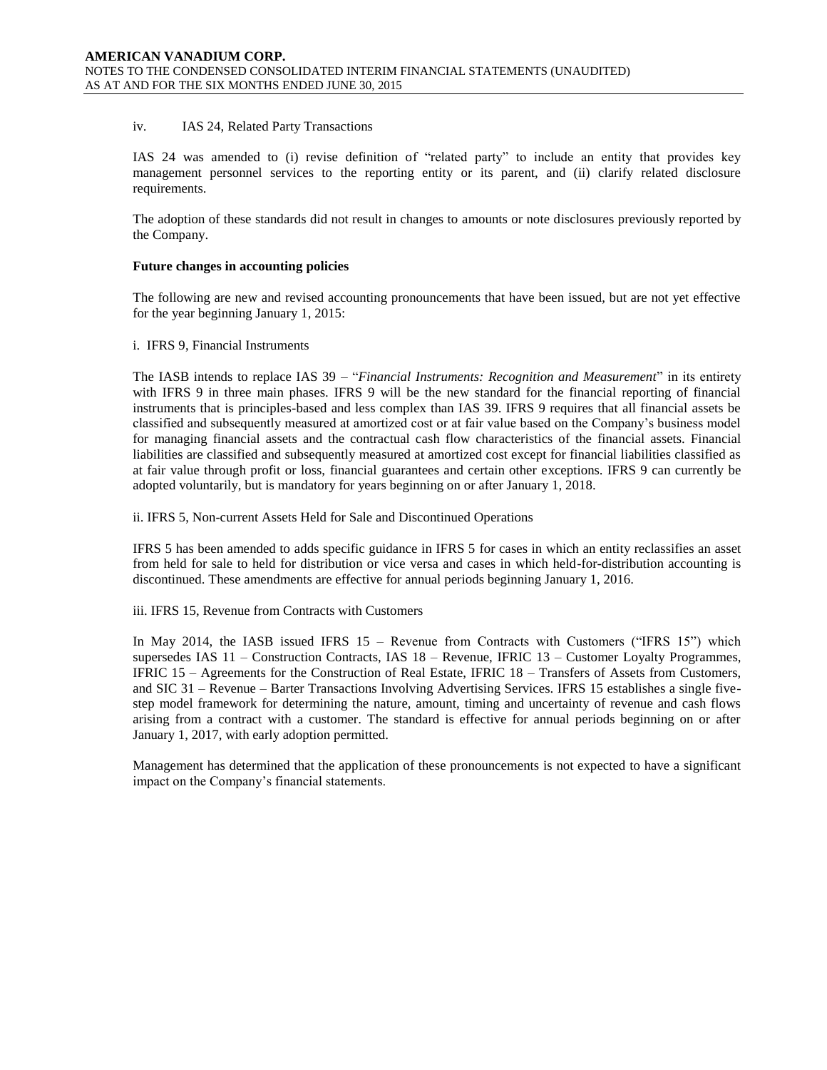iv. IAS 24, Related Party Transactions

IAS 24 was amended to (i) revise definition of "related party" to include an entity that provides key management personnel services to the reporting entity or its parent, and (ii) clarify related disclosure requirements.

The adoption of these standards did not result in changes to amounts or note disclosures previously reported by the Company.

**Future changes in accounting policies**

The following are new and revised accounting pronouncements that have been issued, but are not yet effective for the year beginning January 1, 2015:

i. IFRS 9, Financial Instruments

The IASB intends to replace IAS 39 – "*Financial Instruments: Recognition and Measurement*" in its entirety with IFRS 9 in three main phases. IFRS 9 will be the new standard for the financial reporting of financial instruments that is principles-based and less complex than IAS 39. IFRS 9 requires that all financial assets be classified and subsequently measured at amortized cost or at fair value based on the Company's business model for managing financial assets and the contractual cash flow characteristics of the financial assets. Financial liabilities are classified and subsequently measured at amortized cost except for financial liabilities classified as at fair value through profit or loss, financial guarantees and certain other exceptions. IFRS 9 can currently be adopted voluntarily, but is mandatory for years beginning on or after January 1, 2018.

ii. IFRS 5, Non-current Assets Held for Sale and Discontinued Operations

IFRS 5 has been amended to adds specific guidance in IFRS 5 for cases in which an entity reclassifies an asset from held for sale to held for distribution or vice versa and cases in which held-for-distribution accounting is discontinued. These amendments are effective for annual periods beginning January 1, 2016.

iii. IFRS 15, Revenue from Contracts with Customers

In May 2014, the IASB issued IFRS 15 – Revenue from Contracts with Customers ("IFRS 15") which supersedes IAS 11 – Construction Contracts, IAS 18 – Revenue, IFRIC 13 – Customer Loyalty Programmes, IFRIC 15 – Agreements for the Construction of Real Estate, IFRIC 18 – Transfers of Assets from Customers, and SIC 31 – Revenue – Barter Transactions Involving Advertising Services. IFRS 15 establishes a single five-step model framework for determining the nature, amount, timing and uncertainty of revenue and cash flows arising from a contract with a customer. The standard is effective for annual periods beginning on or after January 1, 2017, with early adoption permitted.

Management has determined that the application of these pronouncements is not expected to have a significant impact on the Company's financial statements.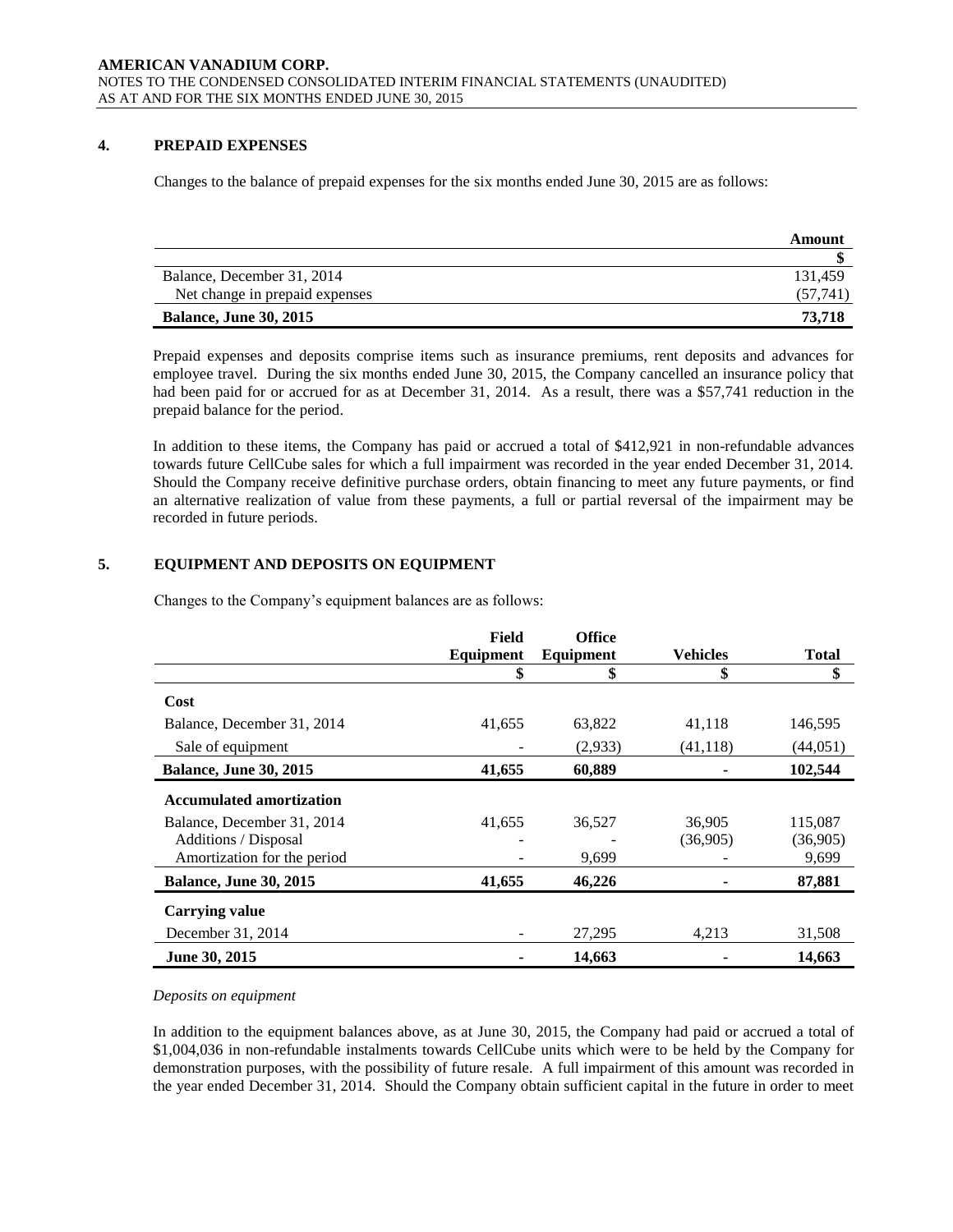## 4. PREPAID EXPENSES

Changes to the balance of prepaid expenses for the six months ended June 30, 2015 are as follows:

| | Amount |
|---|---|
| | $ |
| Balance, December 31, 2014 | 131,459 |
| Net change in prepaid expenses | (57,741) |
| **Balance, June 30, 2015** | **73,718** |

Prepaid expenses and deposits comprise items such as insurance premiums, rent deposits and advances for employee travel. During the six months ended June 30, 2015, the Company cancelled an insurance policy that had been paid for or accrued for as at December 31, 2014. As a result, there was a $57,741 reduction in the prepaid balance for the period.

In addition to these items, the Company has paid or accrued a total of $412,921 in non-refundable advances towards future CellCube sales for which a full impairment was recorded in the year ended December 31, 2014. Should the Company receive definitive purchase orders, obtain financing to meet any future payments, or find an alternative realization of value from these payments, a full or partial reversal of the impairment may be recorded in future periods.

## 5. EQUIPMENT AND DEPOSITS ON EQUIPMENT

Changes to the Company's equipment balances are as follows:

| | Field Equipment | Office Equipment | Vehicles | Total |
|---|---|---|---|---|
| | $ | $ | $ | $ |
| **Cost** | | | | |
| Balance, December 31, 2014 | 41,655 | 63,822 | 41,118 | 146,595 |
| Sale of equipment | - | (2,933) | (41,118) | (44,051) |
| **Balance, June 30, 2015** | **41,655** | **60,889** | **-** | **102,544** |
| **Accumulated amortization** | | | | |
| Balance, December 31, 2014 | 41,655 | 36,527 | 36,905 | 115,087 |
| Additions / Disposal | - | - | (36,905) | (36,905) |
| Amortization for the period | - | 9,699 | - | 9,699 |
| **Balance, June 30, 2015** | **41,655** | **46,226** | **-** | **87,881** |
| **Carrying value** | | | | |
| December 31, 2014 | - | 27,295 | 4,213 | 31,508 |
| **June 30, 2015** | **-** | **14,663** | **-** | **14,663** |

*Deposits on equipment*

In addition to the equipment balances above, as at June 30, 2015, the Company had paid or accrued a total of $1,004,036 in non-refundable instalments towards CellCube units which were to be held by the Company for demonstration purposes, with the possibility of future resale. A full impairment of this amount was recorded in the year ended December 31, 2014. Should the Company obtain sufficient capital in the future in order to meet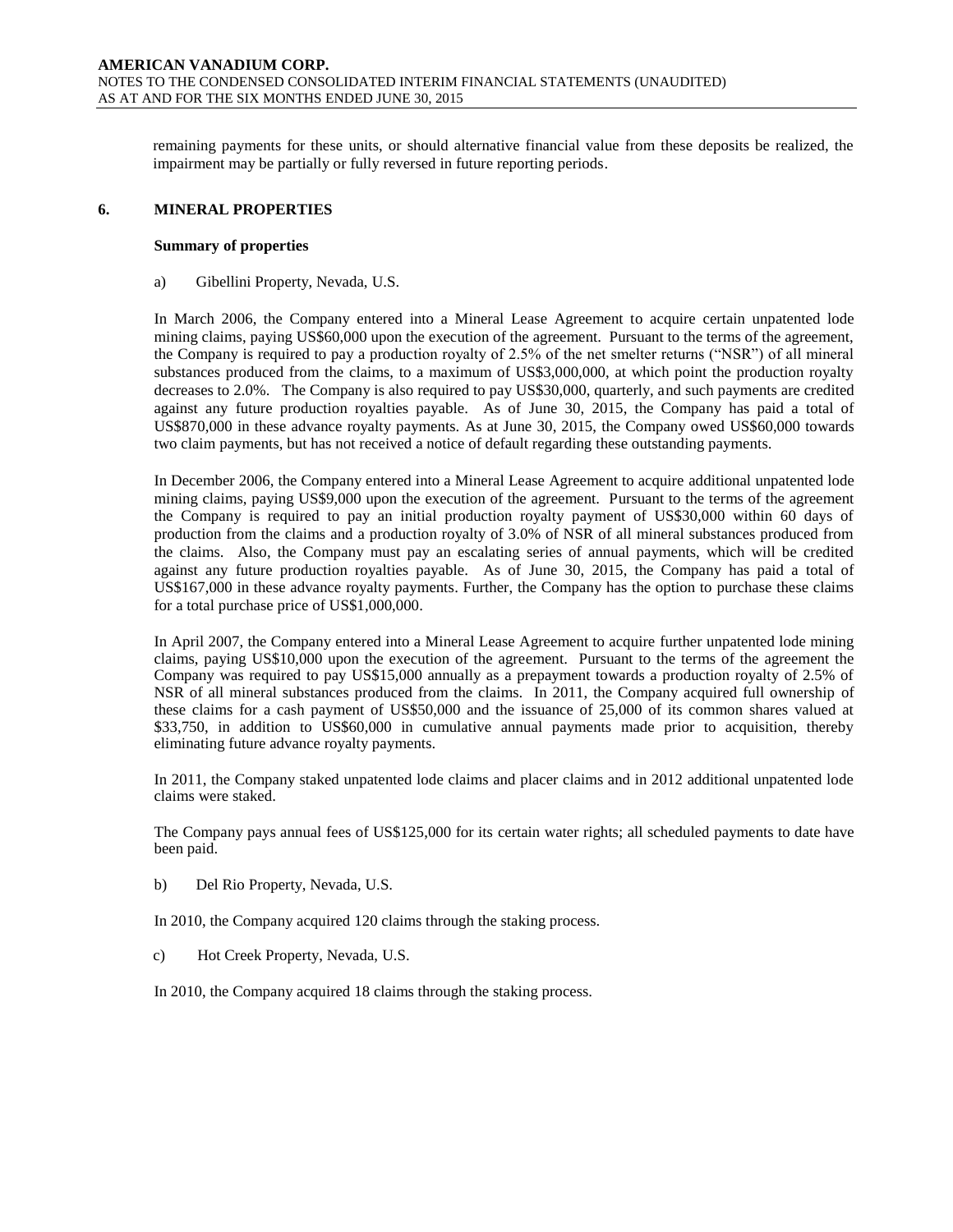remaining payments for these units, or should alternative financial value from these deposits be realized, the impairment may be partially or fully reversed in future reporting periods.

## 6. MINERAL PROPERTIES

**Summary of properties**

a) Gibellini Property, Nevada, U.S.

In March 2006, the Company entered into a Mineral Lease Agreement to acquire certain unpatented lode mining claims, paying US$60,000 upon the execution of the agreement. Pursuant to the terms of the agreement, the Company is required to pay a production royalty of 2.5% of the net smelter returns ("NSR") of all mineral substances produced from the claims, to a maximum of US$3,000,000, at which point the production royalty decreases to 2.0%. The Company is also required to pay US$30,000, quarterly, and such payments are credited against any future production royalties payable. As of June 30, 2015, the Company has paid a total of US$870,000 in these advance royalty payments. As at June 30, 2015, the Company owed US$60,000 towards two claim payments, but has not received a notice of default regarding these outstanding payments.

In December 2006, the Company entered into a Mineral Lease Agreement to acquire additional unpatented lode mining claims, paying US$9,000 upon the execution of the agreement. Pursuant to the terms of the agreement the Company is required to pay an initial production royalty payment of US$30,000 within 60 days of production from the claims and a production royalty of 3.0% of NSR of all mineral substances produced from the claims. Also, the Company must pay an escalating series of annual payments, which will be credited against any future production royalties payable. As of June 30, 2015, the Company has paid a total of US$167,000 in these advance royalty payments. Further, the Company has the option to purchase these claims for a total purchase price of US$1,000,000.

In April 2007, the Company entered into a Mineral Lease Agreement to acquire further unpatented lode mining claims, paying US$10,000 upon the execution of the agreement. Pursuant to the terms of the agreement the Company was required to pay US$15,000 annually as a prepayment towards a production royalty of 2.5% of NSR of all mineral substances produced from the claims. In 2011, the Company acquired full ownership of these claims for a cash payment of US$50,000 and the issuance of 25,000 of its common shares valued at $33,750, in addition to US$60,000 in cumulative annual payments made prior to acquisition, thereby eliminating future advance royalty payments.

In 2011, the Company staked unpatented lode claims and placer claims and in 2012 additional unpatented lode claims were staked.

The Company pays annual fees of US$125,000 for its certain water rights; all scheduled payments to date have been paid.

b) Del Rio Property, Nevada, U.S.

In 2010, the Company acquired 120 claims through the staking process.

c) Hot Creek Property, Nevada, U.S.

In 2010, the Company acquired 18 claims through the staking process.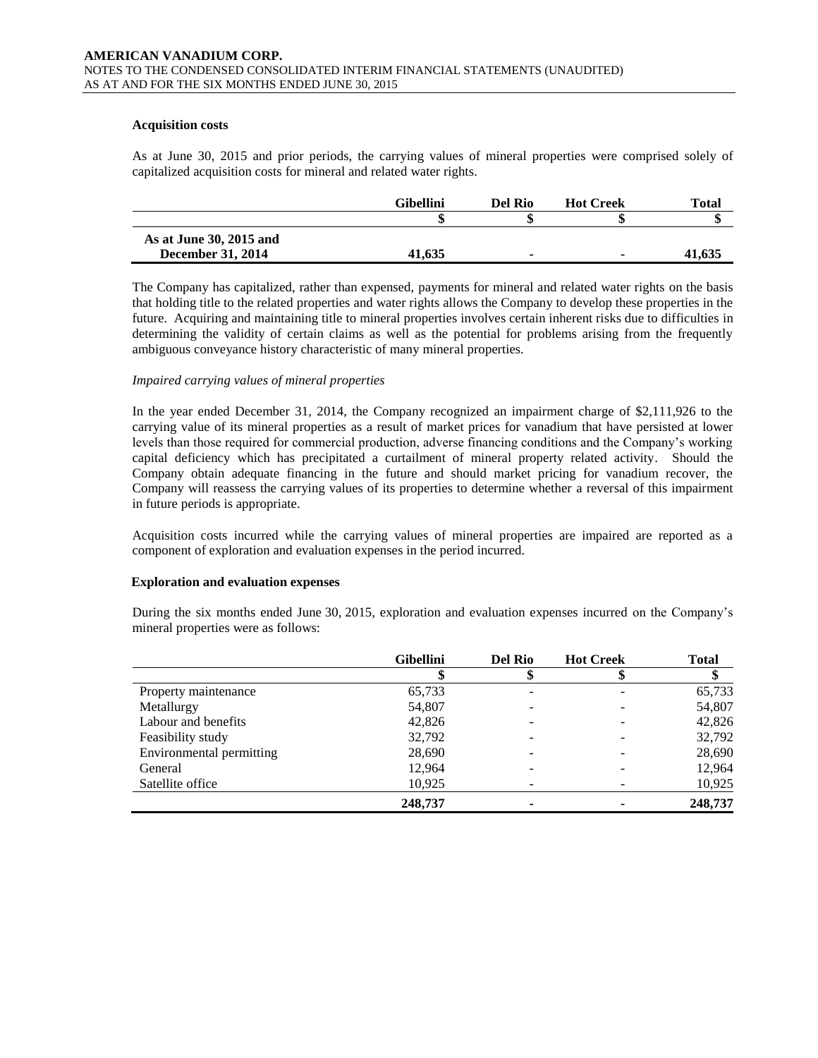### Acquisition costs

As at June 30, 2015 and prior periods, the carrying values of mineral properties were comprised solely of capitalized acquisition costs for mineral and related water rights.

| | Gibellini | Del Rio | Hot Creek | Total |
|---|---|---|---|---|
| | $ | $ | $ | $ |
| **As at June 30, 2015 and December 31, 2014** | **41,635** | **-** | **-** | **41,635** |

The Company has capitalized, rather than expensed, payments for mineral and related water rights on the basis that holding title to the related properties and water rights allows the Company to develop these properties in the future. Acquiring and maintaining title to mineral properties involves certain inherent risks due to difficulties in determining the validity of certain claims as well as the potential for problems arising from the frequently ambiguous conveyance history characteristic of many mineral properties.

*Impaired carrying values of mineral properties*

In the year ended December 31, 2014, the Company recognized an impairment charge of $2,111,926 to the carrying value of its mineral properties as a result of market prices for vanadium that have persisted at lower levels than those required for commercial production, adverse financing conditions and the Company's working capital deficiency which has precipitated a curtailment of mineral property related activity. Should the Company obtain adequate financing in the future and should market pricing for vanadium recover, the Company will reassess the carrying values of its properties to determine whether a reversal of this impairment in future periods is appropriate.

Acquisition costs incurred while the carrying values of mineral properties are impaired are reported as a component of exploration and evaluation expenses in the period incurred.

### Exploration and evaluation expenses

During the six months ended June 30, 2015, exploration and evaluation expenses incurred on the Company's mineral properties were as follows:

| | Gibellini | Del Rio | Hot Creek | Total |
|---|---|---|---|---|
| | $ | $ | $ | $ |
| Property maintenance | 65,733 | - | - | 65,733 |
| Metallurgy | 54,807 | - | - | 54,807 |
| Labour and benefits | 42,826 | - | - | 42,826 |
| Feasibility study | 32,792 | - | - | 32,792 |
| Environmental permitting | 28,690 | - | - | 28,690 |
| General | 12,964 | - | - | 12,964 |
| Satellite office | 10,925 | - | - | 10,925 |
| | **248,737** | **-** | **-** | **248,737** |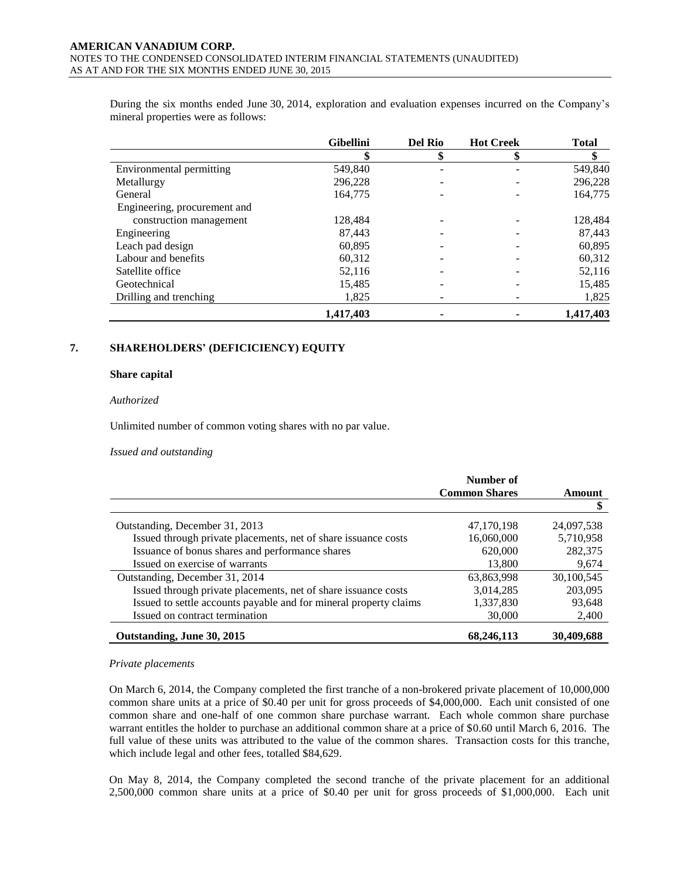During the six months ended June 30, 2014, exploration and evaluation expenses incurred on the Company's mineral properties were as follows:

| | Gibellini | Del Rio | Hot Creek | Total |
|---|---|---|---|---|
| | $ | $ | $ | $ |
| Environmental permitting | 549,840 | - | - | 549,840 |
| Metallurgy | 296,228 | - | - | 296,228 |
| General | 164,775 | - | - | 164,775 |
| Engineering, procurement and construction management | 128,484 | - | - | 128,484 |
| Engineering | 87,443 | - | - | 87,443 |
| Leach pad design | 60,895 | - | - | 60,895 |
| Labour and benefits | 60,312 | - | - | 60,312 |
| Satellite office | 52,116 | - | - | 52,116 |
| Geotechnical | 15,485 | - | - | 15,485 |
| Drilling and trenching | 1,825 | - | - | 1,825 |
| | **1,417,403** | **-** | **-** | **1,417,403** |

## 7. SHAREHOLDERS' (DEFICICIENCY) EQUITY

### Share capital

*Authorized*

Unlimited number of common voting shares with no par value.

*Issued and outstanding*

| | Number of Common Shares | Amount |
|---|---|---|
| | | $ |
| Outstanding, December 31, 2013 | 47,170,198 | 24,097,538 |
| Issued through private placements, net of share issuance costs | 16,060,000 | 5,710,958 |
| Issuance of bonus shares and performance shares | 620,000 | 282,375 |
| Issued on exercise of warrants | 13,800 | 9,674 |
| Outstanding, December 31, 2014 | 63,863,998 | 30,100,545 |
| Issued through private placements, net of share issuance costs | 3,014,285 | 203,095 |
| Issued to settle accounts payable and for mineral property claims | 1,337,830 | 93,648 |
| Issued on contract termination | 30,000 | 2,400 |
| **Outstanding, June 30, 2015** | **68,246,113** | **30,409,688** |

*Private placements*

On March 6, 2014, the Company completed the first tranche of a non-brokered private placement of 10,000,000 common share units at a price of \$0.40 per unit for gross proceeds of \$4,000,000. Each unit consisted of one common share and one-half of one common share purchase warrant. Each whole common share purchase warrant entitles the holder to purchase an additional common share at a price of \$0.60 until March 6, 2016. The full value of these units was attributed to the value of the common shares. Transaction costs for this tranche, which include legal and other fees, totalled \$84,629.

On May 8, 2014, the Company completed the second tranche of the private placement for an additional 2,500,000 common share units at a price of \$0.40 per unit for gross proceeds of \$1,000,000. Each unit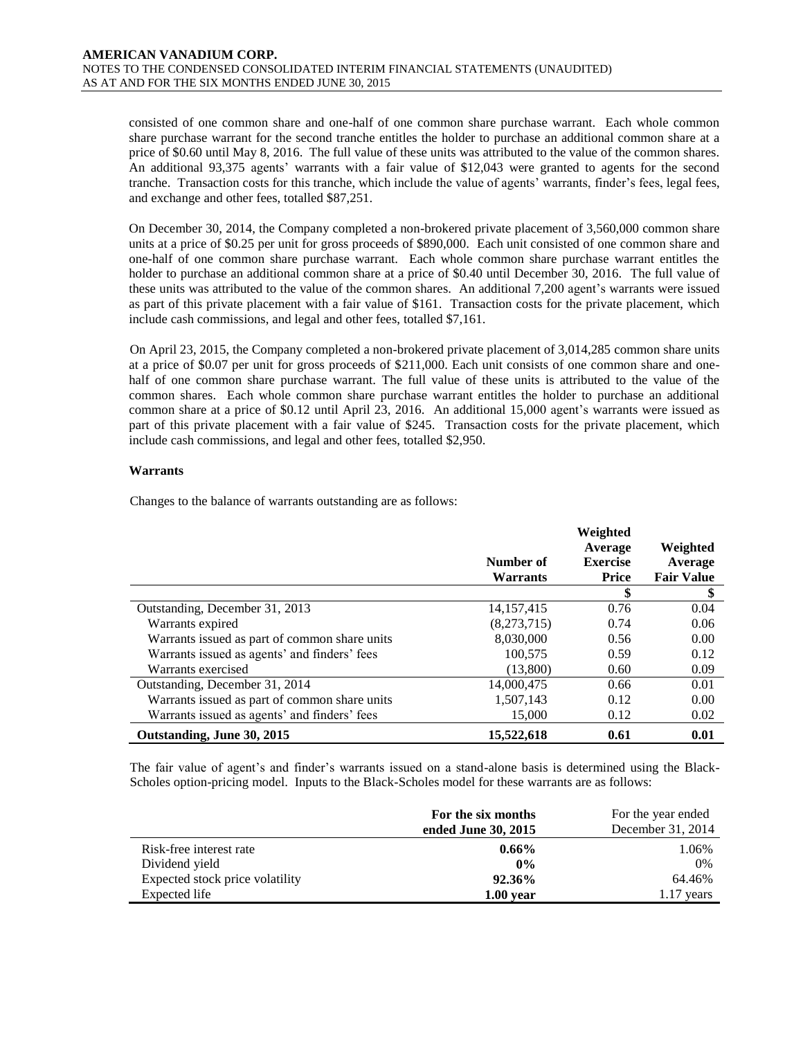consisted of one common share and one-half of one common share purchase warrant. Each whole common share purchase warrant for the second tranche entitles the holder to purchase an additional common share at a price of $0.60 until May 8, 2016. The full value of these units was attributed to the value of the common shares. An additional 93,375 agents' warrants with a fair value of $12,043 were granted to agents for the second tranche. Transaction costs for this tranche, which include the value of agents' warrants, finder's fees, legal fees, and exchange and other fees, totalled $87,251.

On December 30, 2014, the Company completed a non-brokered private placement of 3,560,000 common share units at a price of $0.25 per unit for gross proceeds of $890,000. Each unit consisted of one common share and one-half of one common share purchase warrant. Each whole common share purchase warrant entitles the holder to purchase an additional common share at a price of $0.40 until December 30, 2016. The full value of these units was attributed to the value of the common shares. An additional 7,200 agent's warrants were issued as part of this private placement with a fair value of $161. Transaction costs for the private placement, which include cash commissions, and legal and other fees, totalled $7,161.

On April 23, 2015, the Company completed a non-brokered private placement of 3,014,285 common share units at a price of $0.07 per unit for gross proceeds of $211,000. Each unit consists of one common share and one-half of one common share purchase warrant. The full value of these units is attributed to the value of the common shares. Each whole common share purchase warrant entitles the holder to purchase an additional common share at a price of $0.12 until April 23, 2016. An additional 15,000 agent's warrants were issued as part of this private placement with a fair value of $245. Transaction costs for the private placement, which include cash commissions, and legal and other fees, totalled $2,950.

**Warrants**

Changes to the balance of warrants outstanding are as follows:

| | Number of Warrants | Weighted Average Exercise Price | Weighted Average Fair Value |
|---|---|---|---|
| | | $ | $ |
| Outstanding, December 31, 2013 | 14,157,415 | 0.76 | 0.04 |
| Warrants expired | (8,273,715) | 0.74 | 0.06 |
| Warrants issued as part of common share units | 8,030,000 | 0.56 | 0.00 |
| Warrants issued as agents' and finders' fees | 100,575 | 0.59 | 0.12 |
| Warrants exercised | (13,800) | 0.60 | 0.09 |
| Outstanding, December 31, 2014 | 14,000,475 | 0.66 | 0.01 |
| Warrants issued as part of common share units | 1,507,143 | 0.12 | 0.00 |
| Warrants issued as agents' and finders' fees | 15,000 | 0.12 | 0.02 |
| **Outstanding, June 30, 2015** | **15,522,618** | **0.61** | **0.01** |

The fair value of agent's and finder's warrants issued on a stand-alone basis is determined using the Black-Scholes option-pricing model. Inputs to the Black-Scholes model for these warrants are as follows:

| | **For the six months ended June 30, 2015** | For the year ended December 31, 2014 |
|---|---|---|
| Risk-free interest rate | **0.66%** | 1.06% |
| Dividend yield | **0%** | 0% |
| Expected stock price volatility | **92.36%** | 64.46% |
| Expected life | **1.00 year** | 1.17 years |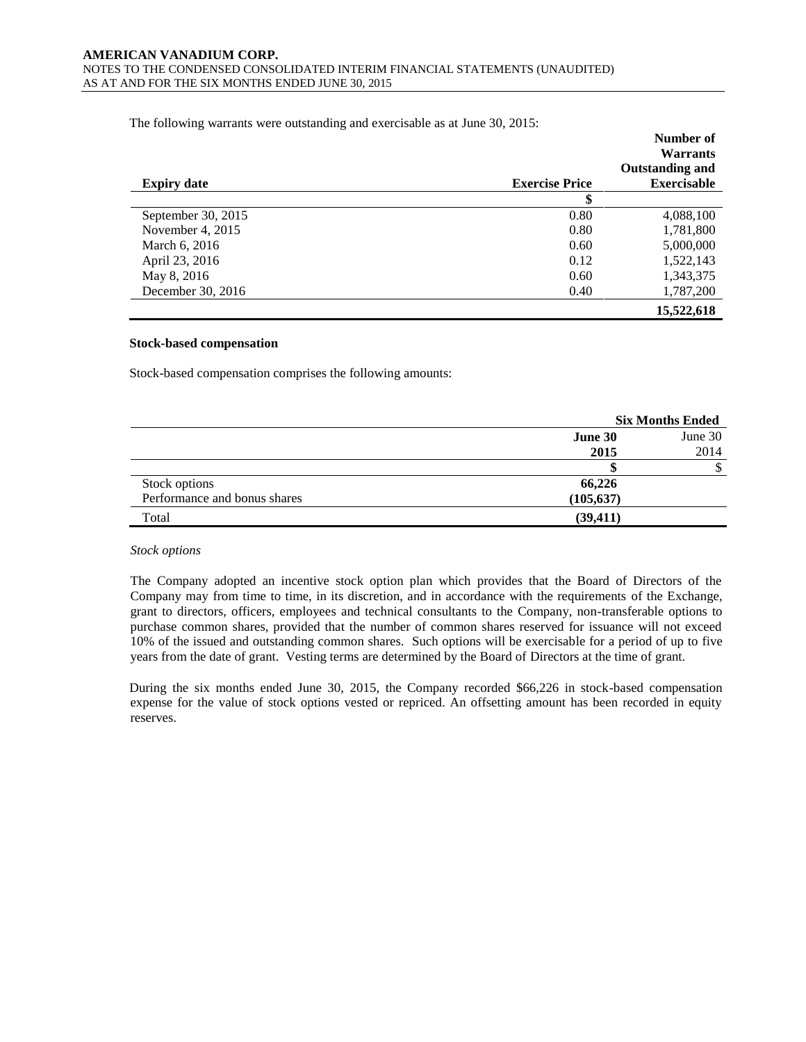The following warrants were outstanding and exercisable as at June 30, 2015:

| Expiry date | Exercise Price | Number of Warrants Outstanding and Exercisable |
|---|---|---|
| | $ | |
| September 30, 2015 | 0.80 | 4,088,100 |
| November 4, 2015 | 0.80 | 1,781,800 |
| March 6, 2016 | 0.60 | 5,000,000 |
| April 23, 2016 | 0.12 | 1,522,143 |
| May 8, 2016 | 0.60 | 1,343,375 |
| December 30, 2016 | 0.40 | 1,787,200 |
| | | **15,522,618** |

**Stock-based compensation**

Stock-based compensation comprises the following amounts:

| | Six Months Ended | |
|---|---|---|
| | **June 30 2015** | June 30 2014 |
| | **$** | $ |
| Stock options | **66,226** | |
| Performance and bonus shares | **(105,637)** | |
| Total | **(39,411)** | |

*Stock options*

The Company adopted an incentive stock option plan which provides that the Board of Directors of the Company may from time to time, in its discretion, and in accordance with the requirements of the Exchange, grant to directors, officers, employees and technical consultants to the Company, non-transferable options to purchase common shares, provided that the number of common shares reserved for issuance will not exceed 10% of the issued and outstanding common shares. Such options will be exercisable for a period of up to five years from the date of grant. Vesting terms are determined by the Board of Directors at the time of grant.

During the six months ended June 30, 2015, the Company recorded $66,226 in stock-based compensation expense for the value of stock options vested or repriced. An offsetting amount has been recorded in equity reserves.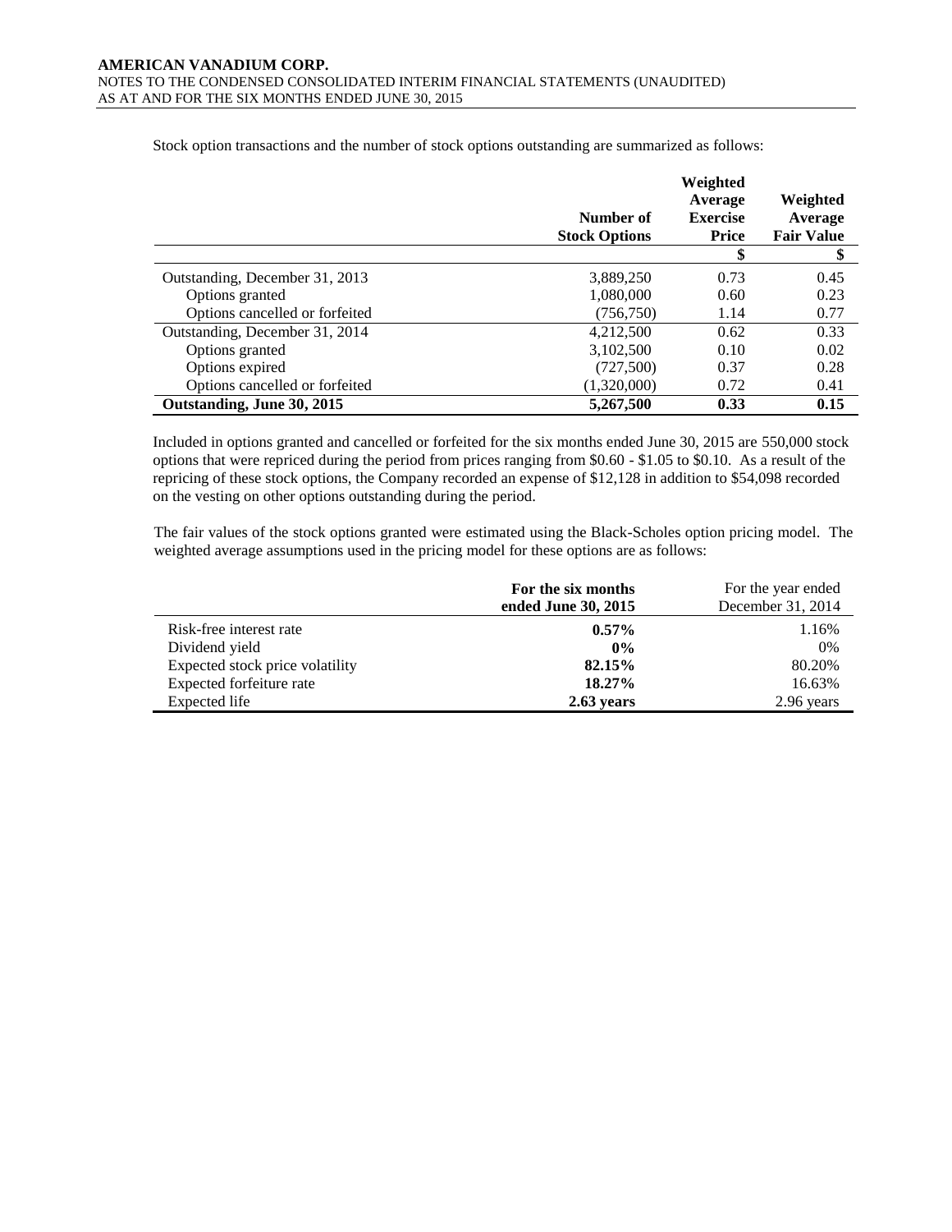Stock option transactions and the number of stock options outstanding are summarized as follows:

| | Number of Stock Options | Weighted Average Exercise Price | Weighted Average Fair Value |
|---|---|---|---|
| | | $ | $ |
| Outstanding, December 31, 2013 | 3,889,250 | 0.73 | 0.45 |
| Options granted | 1,080,000 | 0.60 | 0.23 |
| Options cancelled or forfeited | (756,750) | 1.14 | 0.77 |
| Outstanding, December 31, 2014 | 4,212,500 | 0.62 | 0.33 |
| Options granted | 3,102,500 | 0.10 | 0.02 |
| Options expired | (727,500) | 0.37 | 0.28 |
| Options cancelled or forfeited | (1,320,000) | 0.72 | 0.41 |
| **Outstanding, June 30, 2015** | **5,267,500** | **0.33** | **0.15** |

Included in options granted and cancelled or forfeited for the six months ended June 30, 2015 are 550,000 stock options that were repriced during the period from prices ranging from $0.60 - $1.05 to $0.10. As a result of the repricing of these stock options, the Company recorded an expense of $12,128 in addition to $54,098 recorded on the vesting on other options outstanding during the period.

The fair values of the stock options granted were estimated using the Black-Scholes option pricing model. The weighted average assumptions used in the pricing model for these options are as follows:

| | **For the six months ended June 30, 2015** | For the year ended December 31, 2014 |
|---|---|---|
| Risk-free interest rate | **0.57%** | 1.16% |
| Dividend yield | **0%** | 0% |
| Expected stock price volatility | **82.15%** | 80.20% |
| Expected forfeiture rate | **18.27%** | 16.63% |
| Expected life | **2.63 years** | 2.96 years |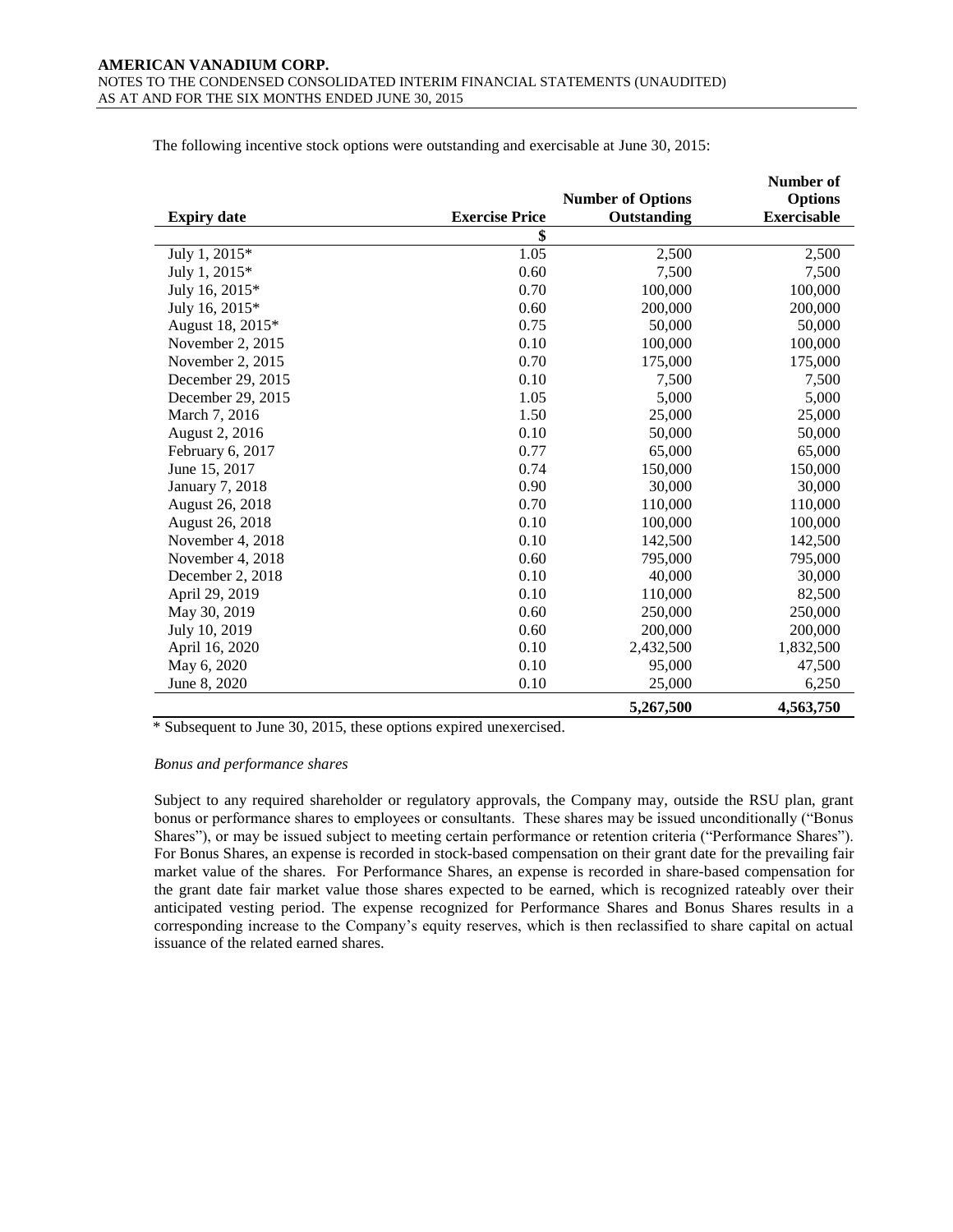The following incentive stock options were outstanding and exercisable at June 30, 2015:

| Expiry date | Exercise Price | Number of Options Outstanding | Number of Options Exercisable |
|---|---|---|---|
| | $ | | |
| July 1, 2015* | 1.05 | 2,500 | 2,500 |
| July 1, 2015* | 0.60 | 7,500 | 7,500 |
| July 16, 2015* | 0.70 | 100,000 | 100,000 |
| July 16, 2015* | 0.60 | 200,000 | 200,000 |
| August 18, 2015* | 0.75 | 50,000 | 50,000 |
| November 2, 2015 | 0.10 | 100,000 | 100,000 |
| November 2, 2015 | 0.70 | 175,000 | 175,000 |
| December 29, 2015 | 0.10 | 7,500 | 7,500 |
| December 29, 2015 | 1.05 | 5,000 | 5,000 |
| March 7, 2016 | 1.50 | 25,000 | 25,000 |
| August 2, 2016 | 0.10 | 50,000 | 50,000 |
| February 6, 2017 | 0.77 | 65,000 | 65,000 |
| June 15, 2017 | 0.74 | 150,000 | 150,000 |
| January 7, 2018 | 0.90 | 30,000 | 30,000 |
| August 26, 2018 | 0.70 | 110,000 | 110,000 |
| August 26, 2018 | 0.10 | 100,000 | 100,000 |
| November 4, 2018 | 0.10 | 142,500 | 142,500 |
| November 4, 2018 | 0.60 | 795,000 | 795,000 |
| December 2, 2018 | 0.10 | 40,000 | 30,000 |
| April 29, 2019 | 0.10 | 110,000 | 82,500 |
| May 30, 2019 | 0.60 | 250,000 | 250,000 |
| July 10, 2019 | 0.60 | 200,000 | 200,000 |
| April 16, 2020 | 0.10 | 2,432,500 | 1,832,500 |
| May 6, 2020 | 0.10 | 95,000 | 47,500 |
| June 8, 2020 | 0.10 | 25,000 | 6,250 |
| | | **5,267,500** | **4,563,750** |

\* Subsequent to June 30, 2015, these options expired unexercised.

*Bonus and performance shares*

Subject to any required shareholder or regulatory approvals, the Company may, outside the RSU plan, grant bonus or performance shares to employees or consultants. These shares may be issued unconditionally ("Bonus Shares"), or may be issued subject to meeting certain performance or retention criteria ("Performance Shares"). For Bonus Shares, an expense is recorded in stock-based compensation on their grant date for the prevailing fair market value of the shares. For Performance Shares, an expense is recorded in share-based compensation for the grant date fair market value those shares expected to be earned, which is recognized rateably over their anticipated vesting period. The expense recognized for Performance Shares and Bonus Shares results in a corresponding increase to the Company's equity reserves, which is then reclassified to share capital on actual issuance of the related earned shares.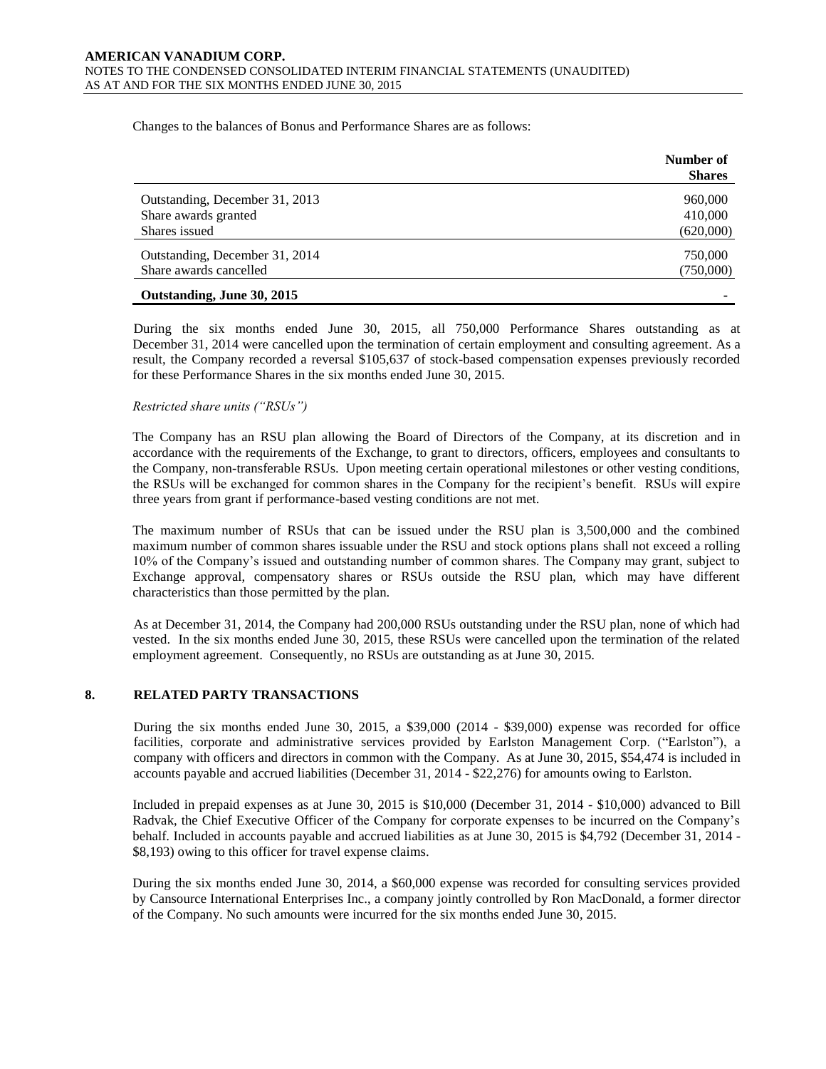Changes to the balances of Bonus and Performance Shares are as follows:

| | Number of Shares |
|---|---|
| Outstanding, December 31, 2013 | 960,000 |
| Share awards granted | 410,000 |
| Shares issued | (620,000) |
| Outstanding, December 31, 2014 | 750,000 |
| Share awards cancelled | (750,000) |
| **Outstanding, June 30, 2015** | - |

During the six months ended June 30, 2015, all 750,000 Performance Shares outstanding as at December 31, 2014 were cancelled upon the termination of certain employment and consulting agreement. As a result, the Company recorded a reversal $105,637 of stock-based compensation expenses previously recorded for these Performance Shares in the six months ended June 30, 2015.

*Restricted share units ("RSUs")*

The Company has an RSU plan allowing the Board of Directors of the Company, at its discretion and in accordance with the requirements of the Exchange, to grant to directors, officers, employees and consultants to the Company, non-transferable RSUs. Upon meeting certain operational milestones or other vesting conditions, the RSUs will be exchanged for common shares in the Company for the recipient's benefit. RSUs will expire three years from grant if performance-based vesting conditions are not met.

The maximum number of RSUs that can be issued under the RSU plan is 3,500,000 and the combined maximum number of common shares issuable under the RSU and stock options plans shall not exceed a rolling 10% of the Company's issued and outstanding number of common shares. The Company may grant, subject to Exchange approval, compensatory shares or RSUs outside the RSU plan, which may have different characteristics than those permitted by the plan.

As at December 31, 2014, the Company had 200,000 RSUs outstanding under the RSU plan, none of which had vested. In the six months ended June 30, 2015, these RSUs were cancelled upon the termination of the related employment agreement. Consequently, no RSUs are outstanding as at June 30, 2015.

## 8. RELATED PARTY TRANSACTIONS

During the six months ended June 30, 2015, a $39,000 (2014 - $39,000) expense was recorded for office facilities, corporate and administrative services provided by Earlston Management Corp. ("Earlston"), a company with officers and directors in common with the Company. As at June 30, 2015, $54,474 is included in accounts payable and accrued liabilities (December 31, 2014 - $22,276) for amounts owing to Earlston.

Included in prepaid expenses as at June 30, 2015 is $10,000 (December 31, 2014 - $10,000) advanced to Bill Radvak, the Chief Executive Officer of the Company for corporate expenses to be incurred on the Company's behalf. Included in accounts payable and accrued liabilities as at June 30, 2015 is $4,792 (December 31, 2014 - $8,193) owing to this officer for travel expense claims.

During the six months ended June 30, 2014, a $60,000 expense was recorded for consulting services provided by Cansource International Enterprises Inc., a company jointly controlled by Ron MacDonald, a former director of the Company. No such amounts were incurred for the six months ended June 30, 2015.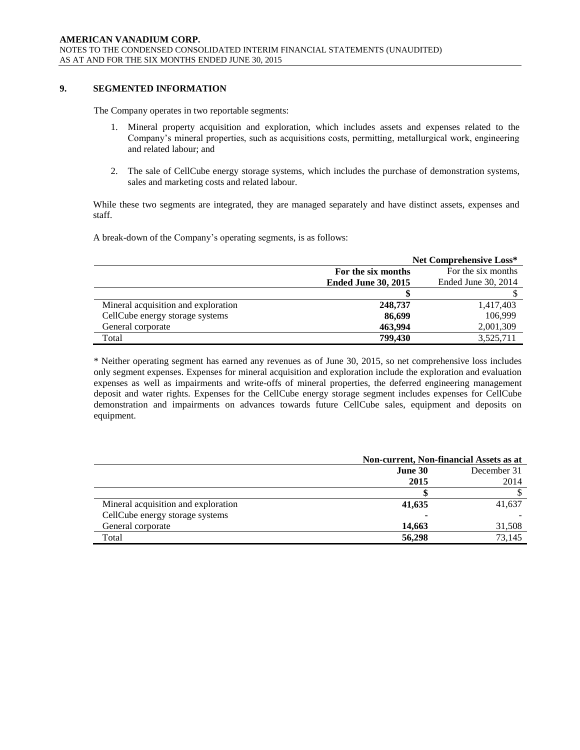## 9. SEGMENTED INFORMATION

The Company operates in two reportable segments:

1. Mineral property acquisition and exploration, which includes assets and expenses related to the Company's mineral properties, such as acquisitions costs, permitting, metallurgical work, engineering and related labour; and

2. The sale of CellCube energy storage systems, which includes the purchase of demonstration systems, sales and marketing costs and related labour.

While these two segments are integrated, they are managed separately and have distinct assets, expenses and staff.

A break-down of the Company's operating segments, is as follows:

| | **Net Comprehensive Loss*** | |
|---|---|---|
| | **For the six months Ended June 30, 2015** | For the six months Ended June 30, 2014 |
| | **$** | $ |
| Mineral acquisition and exploration | **248,737** | 1,417,403 |
| CellCube energy storage systems | **86,699** | 106,999 |
| General corporate | **463,994** | 2,001,309 |
| Total | **799,430** | 3,525,711 |

* Neither operating segment has earned any revenues as of June 30, 2015, so net comprehensive loss includes only segment expenses. Expenses for mineral acquisition and exploration include the exploration and evaluation expenses as well as impairments and write-offs of mineral properties, the deferred engineering management deposit and water rights. Expenses for the CellCube energy storage segment includes expenses for CellCube demonstration and impairments on advances towards future CellCube sales, equipment and deposits on equipment.

| | **Non-current, Non-financial Assets as at** | |
|---|---|---|
| | **June 30 2015** | December 31 2014 |
| | **$** | $ |
| Mineral acquisition and exploration | **41,635** | 41,637 |
| CellCube energy storage systems | **-** | - |
| General corporate | **14,663** | 31,508 |
| Total | **56,298** | 73,145 |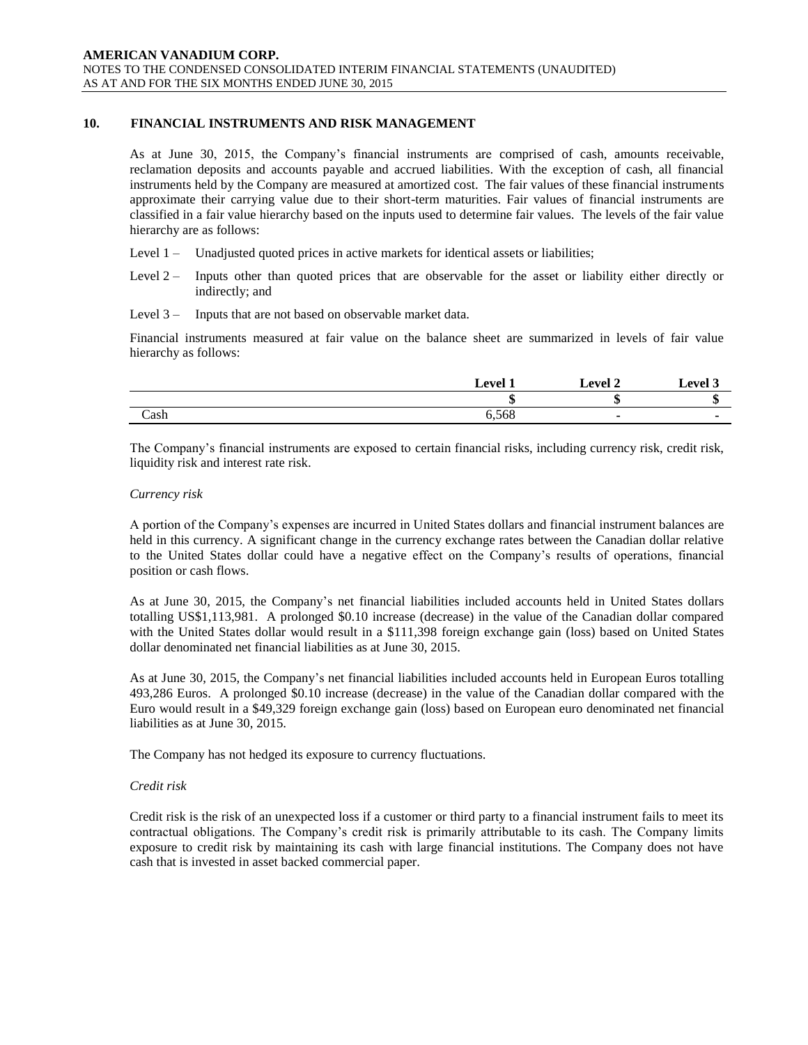## 10. FINANCIAL INSTRUMENTS AND RISK MANAGEMENT

As at June 30, 2015, the Company's financial instruments are comprised of cash, amounts receivable, reclamation deposits and accounts payable and accrued liabilities. With the exception of cash, all financial instruments held by the Company are measured at amortized cost. The fair values of these financial instruments approximate their carrying value due to their short-term maturities. Fair values of financial instruments are classified in a fair value hierarchy based on the inputs used to determine fair values. The levels of the fair value hierarchy are as follows:

Level 1 – Unadjusted quoted prices in active markets for identical assets or liabilities;

Level 2 – Inputs other than quoted prices that are observable for the asset or liability either directly or indirectly; and

Level 3 – Inputs that are not based on observable market data.

Financial instruments measured at fair value on the balance sheet are summarized in levels of fair value hierarchy as follows:

| | Level 1 | Level 2 | Level 3 |
|---|---|---|---|
| | $ | $ | $ |
| Cash | 6,568 | - | - |

The Company's financial instruments are exposed to certain financial risks, including currency risk, credit risk, liquidity risk and interest rate risk.

*Currency risk*

A portion of the Company's expenses are incurred in United States dollars and financial instrument balances are held in this currency. A significant change in the currency exchange rates between the Canadian dollar relative to the United States dollar could have a negative effect on the Company's results of operations, financial position or cash flows.

As at June 30, 2015, the Company's net financial liabilities included accounts held in United States dollars totalling US$1,113,981. A prolonged $0.10 increase (decrease) in the value of the Canadian dollar compared with the United States dollar would result in a $111,398 foreign exchange gain (loss) based on United States dollar denominated net financial liabilities as at June 30, 2015.

As at June 30, 2015, the Company's net financial liabilities included accounts held in European Euros totalling 493,286 Euros. A prolonged $0.10 increase (decrease) in the value of the Canadian dollar compared with the Euro would result in a $49,329 foreign exchange gain (loss) based on European euro denominated net financial liabilities as at June 30, 2015.

The Company has not hedged its exposure to currency fluctuations.

*Credit risk*

Credit risk is the risk of an unexpected loss if a customer or third party to a financial instrument fails to meet its contractual obligations. The Company's credit risk is primarily attributable to its cash. The Company limits exposure to credit risk by maintaining its cash with large financial institutions. The Company does not have cash that is invested in asset backed commercial paper.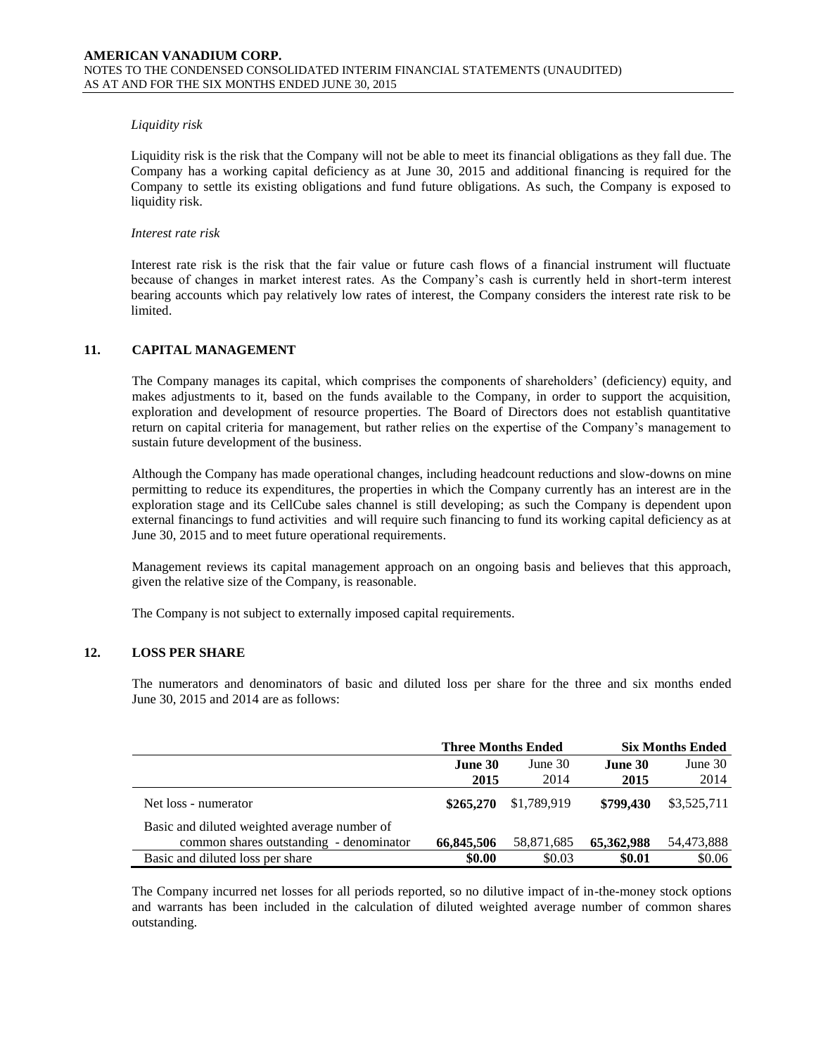*Liquidity risk*

Liquidity risk is the risk that the Company will not be able to meet its financial obligations as they fall due. The Company has a working capital deficiency as at June 30, 2015 and additional financing is required for the Company to settle its existing obligations and fund future obligations. As such, the Company is exposed to liquidity risk.

*Interest rate risk*

Interest rate risk is the risk that the fair value or future cash flows of a financial instrument will fluctuate because of changes in market interest rates. As the Company's cash is currently held in short-term interest bearing accounts which pay relatively low rates of interest, the Company considers the interest rate risk to be limited.

## 11. CAPITAL MANAGEMENT

The Company manages its capital, which comprises the components of shareholders' (deficiency) equity, and makes adjustments to it, based on the funds available to the Company, in order to support the acquisition, exploration and development of resource properties. The Board of Directors does not establish quantitative return on capital criteria for management, but rather relies on the expertise of the Company's management to sustain future development of the business.

Although the Company has made operational changes, including headcount reductions and slow-downs on mine permitting to reduce its expenditures, the properties in which the Company currently has an interest are in the exploration stage and its CellCube sales channel is still developing; as such the Company is dependent upon external financings to fund activities and will require such financing to fund its working capital deficiency as at June 30, 2015 and to meet future operational requirements.

Management reviews its capital management approach on an ongoing basis and believes that this approach, given the relative size of the Company, is reasonable.

The Company is not subject to externally imposed capital requirements.

## 12. LOSS PER SHARE

The numerators and denominators of basic and diluted loss per share for the three and six months ended June 30, 2015 and 2014 are as follows:

| | Three Months Ended | | Six Months Ended | |
|---|---|---|---|---|
| | **June 30 2015** | June 30 2014 | **June 30 2015** | June 30 2014 |
| Net loss - numerator | **\$265,270** | \$1,789,919 | **\$799,430** | \$3,525,711 |
| Basic and diluted weighted average number of common shares outstanding - denominator | **66,845,506** | 58,871,685 | **65,362,988** | 54,473,888 |
| Basic and diluted loss per share | **\$0.00** | \$0.03 | **\$0.01** | \$0.06 |

The Company incurred net losses for all periods reported, so no dilutive impact of in-the-money stock options and warrants has been included in the calculation of diluted weighted average number of common shares outstanding.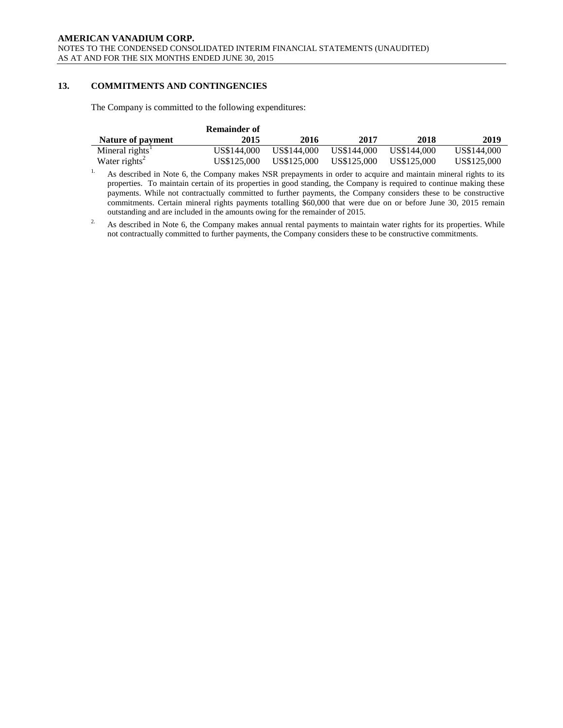## 13. COMMITMENTS AND CONTINGENCIES

The Company is committed to the following expenditures:

| Nature of payment | Remainder of 2015 | 2016 | 2017 | 2018 | 2019 |
| --- | --- | --- | --- | --- | --- |
| Mineral rights[1] | US$144,000 | US$144,000 | US$144,000 | US$144,000 | US$144,000 |
| Water rights[2] | US$125,000 | US$125,000 | US$125,000 | US$125,000 | US$125,000 |

1. As described in Note 6, the Company makes NSR prepayments in order to acquire and maintain mineral rights to its properties. To maintain certain of its properties in good standing, the Company is required to continue making these payments. While not contractually committed to further payments, the Company considers these to be constructive commitments. Certain mineral rights payments totalling $60,000 that were due on or before June 30, 2015 remain outstanding and are included in the amounts owing for the remainder of 2015.

2. As described in Note 6, the Company makes annual rental payments to maintain water rights for its properties. While not contractually committed to further payments, the Company considers these to be constructive commitments.